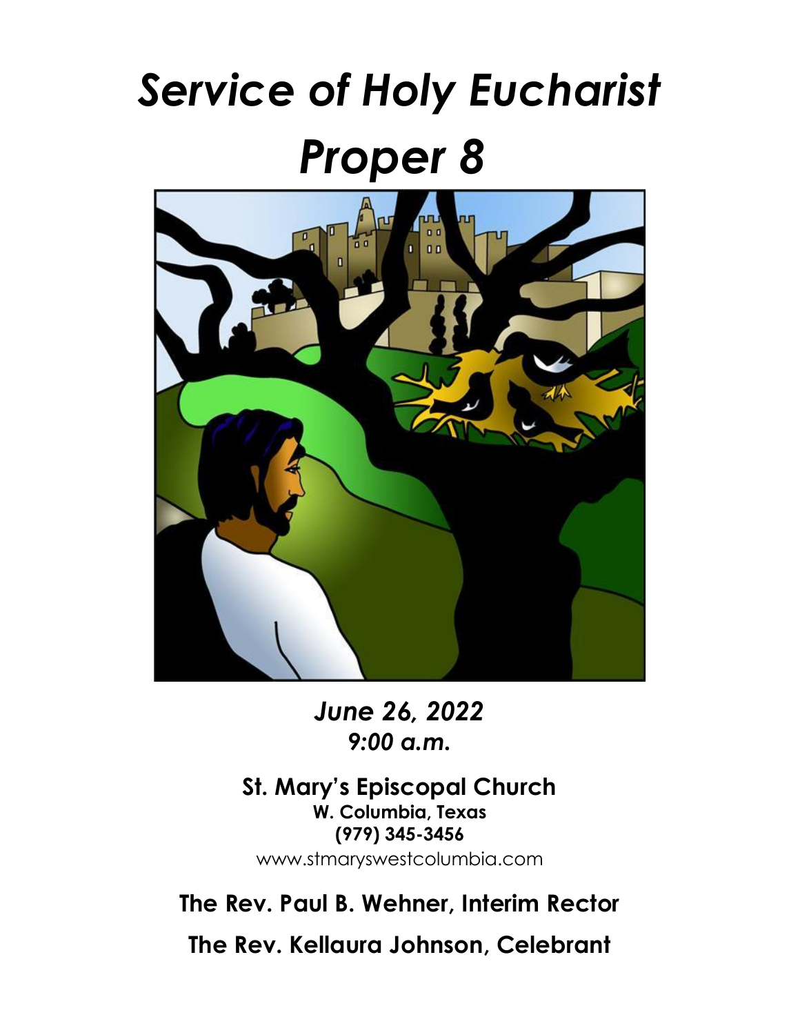# *Service of Holy Eucharist*

# *Proper 8*

***June 26, 2022***
***9:00 a.m.***

**St. Mary's Episcopal Church**
**W. Columbia, Texas**
**(979) 345-3456**
www.stmaryswestcolumbia.com

**The Rev. Paul B. Wehner, Interim Rector**

**The Rev. Kellaura Johnson, Celebrant**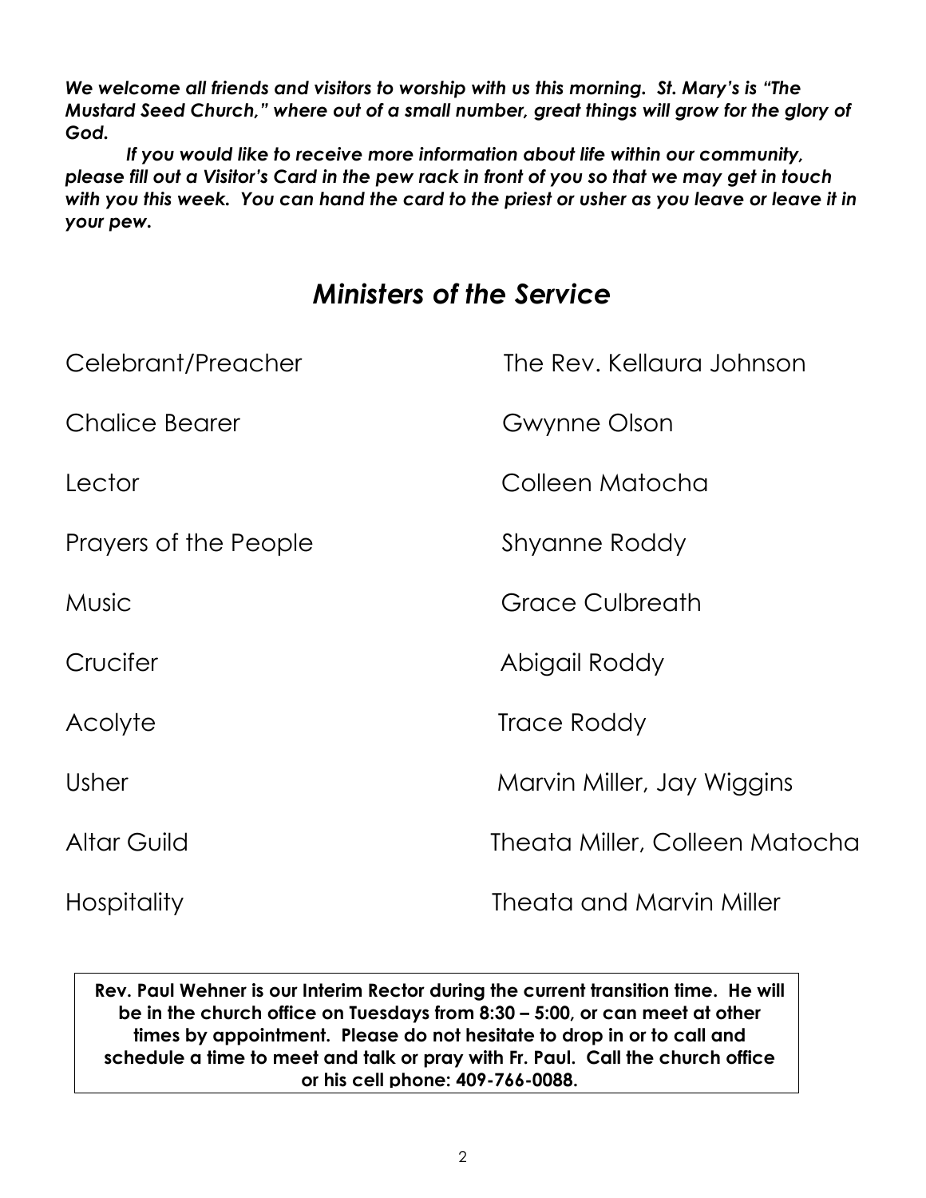***We welcome all friends and visitors to worship with us this morning. St. Mary's is "The Mustard Seed Church," where out of a small number, great things will grow for the glory of God.***

***If you would like to receive more information about life within our community, please fill out a Visitor's Card in the pew rack in front of you so that we may get in touch with you this week. You can hand the card to the priest or usher as you leave or leave it in your pew.***

## *Ministers of the Service*

| | |
|---|---|
| Celebrant/Preacher | The Rev. Kellaura Johnson |
| Chalice Bearer | Gwynne Olson |
| Lector | Colleen Matocha |
| Prayers of the People | Shyanne Roddy |
| Music | Grace Culbreath |
| Crucifer | Abigail Roddy |
| Acolyte | Trace Roddy |
| Usher | Marvin Miller, Jay Wiggins |
| Altar Guild | Theata Miller, Colleen Matocha |
| Hospitality | Theata and Marvin Miller |

**Rev. Paul Wehner is our Interim Rector during the current transition time. He will be in the church office on Tuesdays from 8:30 – 5:00, or can meet at other times by appointment. Please do not hesitate to drop in or to call and schedule a time to meet and talk or pray with Fr. Paul. Call the church office or his cell phone: 409-766-0088.**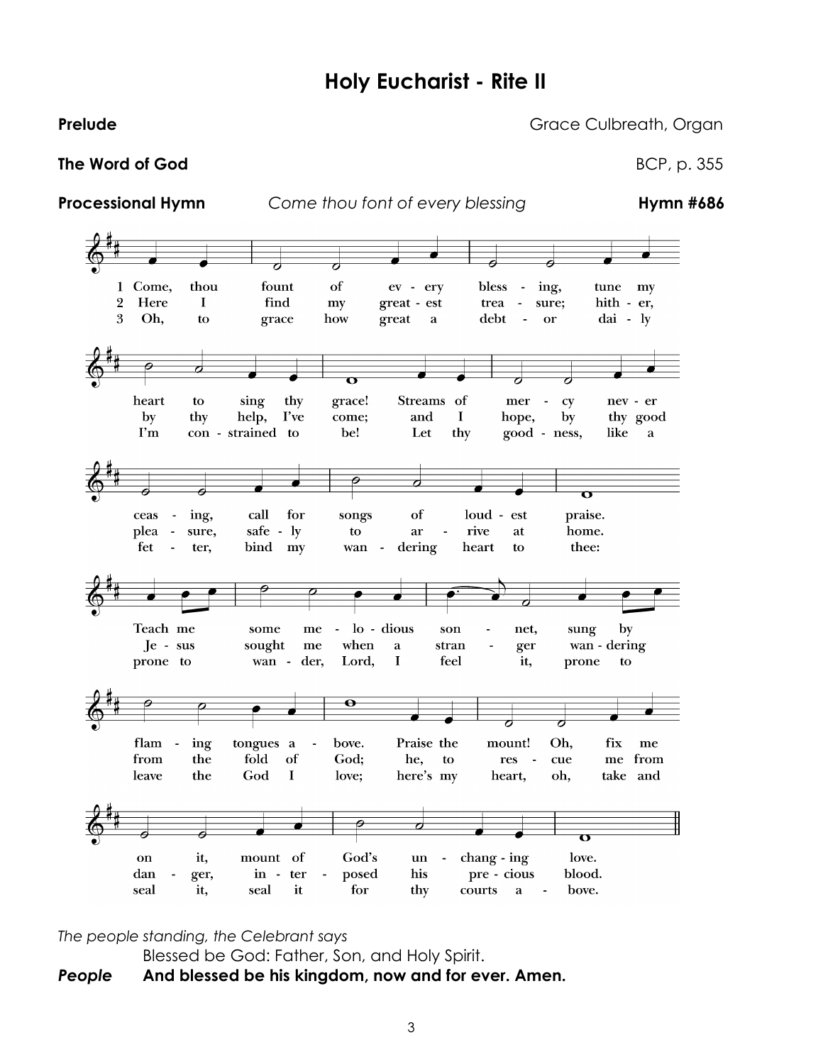# Holy Eucharist - Rite II

**Prelude** Grace Culbreath, Organ

**The Word of God** BCP, p. 355

**Processional Hymn** *Come thou font of every blessing* **Hymn #686**

1 Come, thou fount of every blessing, tune my heart to sing thy grace! Streams of mercy never ceasing, call for songs of loudest praise. Teach me some melodious sonnet, sung by flaming tongues above. Praise the mount! Oh, fix me on it, mount of God's unchanging love.

2 Here I find my greatest treasure; hither, by thy help, I've come; and I hope, by thy good pleasure, safely to arrive at home. Jesus sought me when a stranger wandering from the fold of God; he, to rescue me from danger, interposed his precious blood.

3 Oh, to grace how great a debtor daily I'm constrained to be! Let thy goodness, like a fetter, bind my wandering heart to thee: prone to wander, Lord, I feel it, prone to leave the God I love; here's my heart, oh, take and seal it, seal it for thy courts above.

*The people standing, the Celebrant says*

Blessed be God: Father, Son, and Holy Spirit.

***People*** **And blessed be his kingdom, now and for ever. Amen.**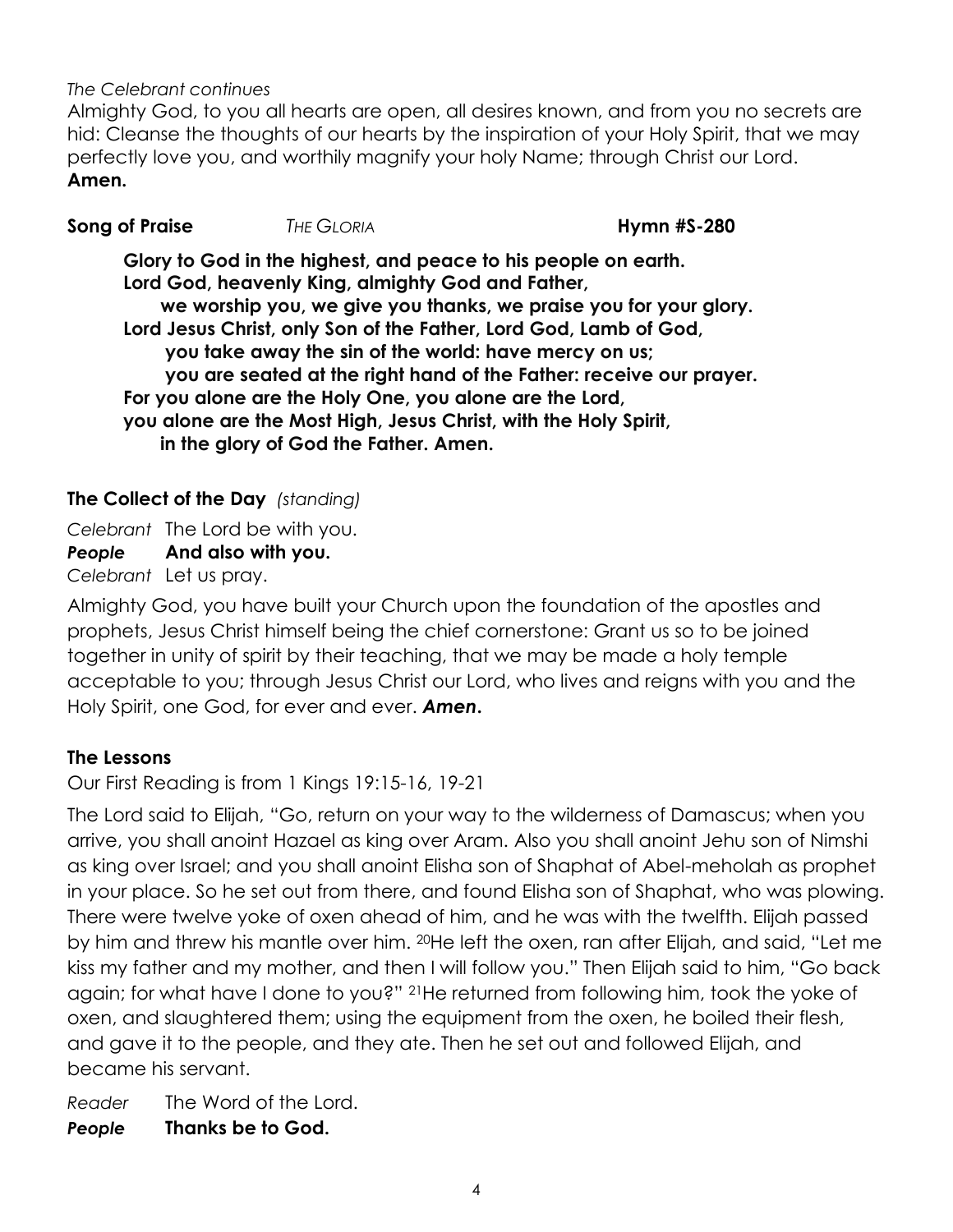*The Celebrant continues*

Almighty God, to you all hearts are open, all desires known, and from you no secrets are hid: Cleanse the thoughts of our hearts by the inspiration of your Holy Spirit, that we may perfectly love you, and worthily magnify your holy Name; through Christ our Lord.
**Amen.**

**Song of Praise** *THE GLORIA* **Hymn #S-280**

**Glory to God in the highest, and peace to his people on earth.**
**Lord God, heavenly King, almighty God and Father,**
**we worship you, we give you thanks, we praise you for your glory.**
**Lord Jesus Christ, only Son of the Father, Lord God, Lamb of God,**
**you take away the sin of the world: have mercy on us;**
**you are seated at the right hand of the Father: receive our prayer.**
**For you alone are the Holy One, you alone are the Lord,**
**you alone are the Most High, Jesus Christ, with the Holy Spirit,**
**in the glory of God the Father. Amen.**

**The Collect of the Day** *(standing)*

*Celebrant* The Lord be with you.
***People*** **And also with you.**
*Celebrant* Let us pray.

Almighty God, you have built your Church upon the foundation of the apostles and prophets, Jesus Christ himself being the chief cornerstone: Grant us so to be joined together in unity of spirit by their teaching, that we may be made a holy temple acceptable to you; through Jesus Christ our Lord, who lives and reigns with you and the Holy Spirit, one God, for ever and ever. ***Amen.***

**The Lessons**

Our First Reading is from 1 Kings 19:15-16, 19-21

The Lord said to Elijah, "Go, return on your way to the wilderness of Damascus; when you arrive, you shall anoint Hazael as king over Aram. Also you shall anoint Jehu son of Nimshi as king over Israel; and you shall anoint Elisha son of Shaphat of Abel-meholah as prophet in your place. So he set out from there, and found Elisha son of Shaphat, who was plowing. There were twelve yoke of oxen ahead of him, and he was with the twelfth. Elijah passed by him and threw his mantle over him. [20]He left the oxen, ran after Elijah, and said, "Let me kiss my father and my mother, and then I will follow you." Then Elijah said to him, "Go back again; for what have I done to you?" [21]He returned from following him, took the yoke of oxen, and slaughtered them; using the equipment from the oxen, he boiled their flesh, and gave it to the people, and they ate. Then he set out and followed Elijah, and became his servant.

*Reader* The Word of the Lord.
***People*** **Thanks be to God.**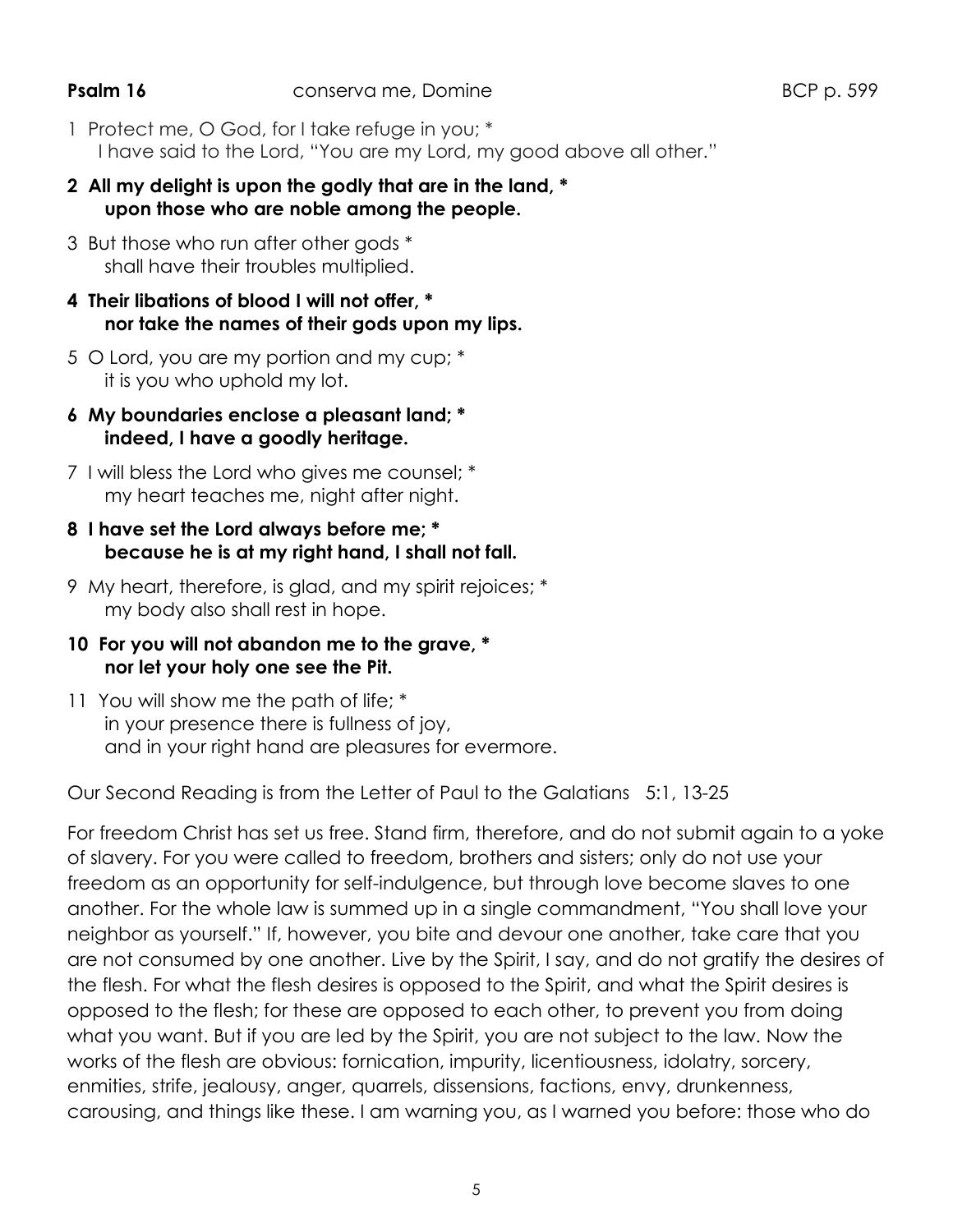**Psalm 16** conserva me, Domine BCP p. 599

1 Protect me, O God, for I take refuge in you; *
I have said to the Lord, "You are my Lord, my good above all other."

**2 All my delight is upon the godly that are in the land, ***
**upon those who are noble among the people.**

3 But those who run after other gods *
shall have their troubles multiplied.

**4 Their libations of blood I will not offer, ***
**nor take the names of their gods upon my lips.**

5 O Lord, you are my portion and my cup; *
it is you who uphold my lot.

**6 My boundaries enclose a pleasant land; ***
**indeed, I have a goodly heritage.**

7 I will bless the Lord who gives me counsel; *
my heart teaches me, night after night.

**8 I have set the Lord always before me; ***
**because he is at my right hand, I shall not fall.**

9 My heart, therefore, is glad, and my spirit rejoices; *
my body also shall rest in hope.

**10 For you will not abandon me to the grave, ***
**nor let your holy one see the Pit.**

11 You will show me the path of life; *
in your presence there is fullness of joy,
and in your right hand are pleasures for evermore.

Our Second Reading is from the Letter of Paul to the Galatians 5:1, 13-25

For freedom Christ has set us free. Stand firm, therefore, and do not submit again to a yoke of slavery. For you were called to freedom, brothers and sisters; only do not use your freedom as an opportunity for self-indulgence, but through love become slaves to one another. For the whole law is summed up in a single commandment, "You shall love your neighbor as yourself." If, however, you bite and devour one another, take care that you are not consumed by one another. Live by the Spirit, I say, and do not gratify the desires of the flesh. For what the flesh desires is opposed to the Spirit, and what the Spirit desires is opposed to the flesh; for these are opposed to each other, to prevent you from doing what you want. But if you are led by the Spirit, you are not subject to the law. Now the works of the flesh are obvious: fornication, impurity, licentiousness, idolatry, sorcery, enmities, strife, jealousy, anger, quarrels, dissensions, factions, envy, drunkenness, carousing, and things like these. I am warning you, as I warned you before: those who do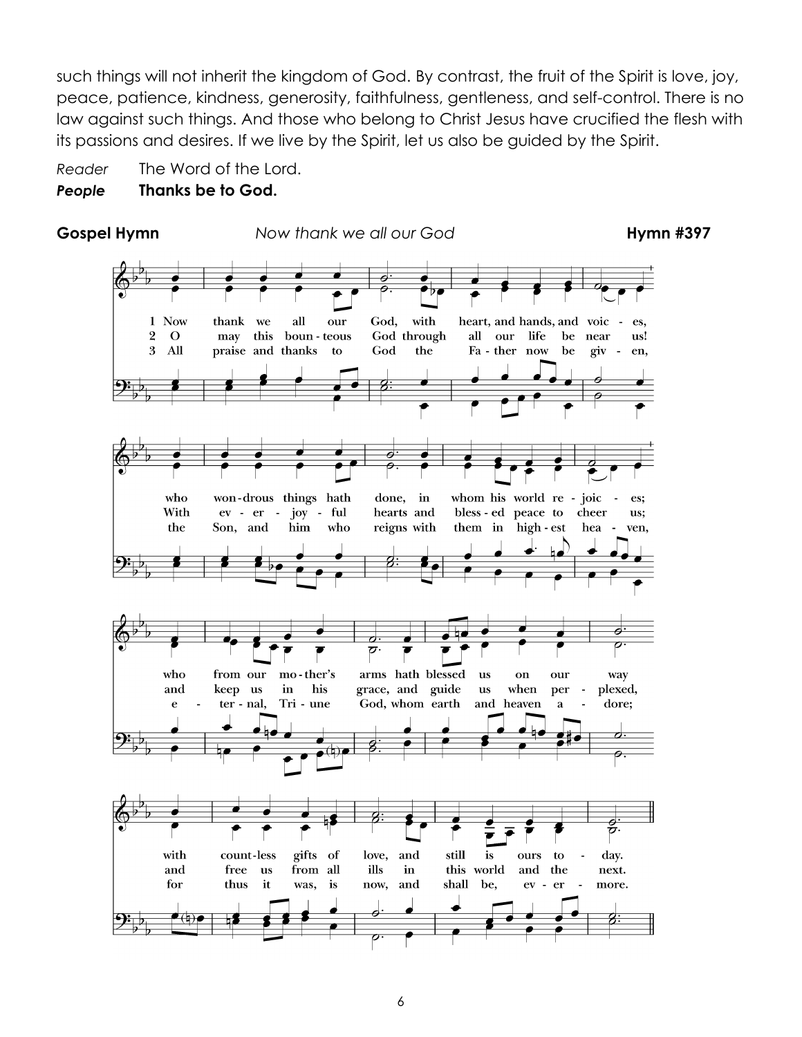such things will not inherit the kingdom of God. By contrast, the fruit of the Spirit is love, joy, peace, patience, kindness, generosity, faithfulness, gentleness, and self-control. There is no law against such things. And those who belong to Christ Jesus have crucified the flesh with its passions and desires. If we live by the Spirit, let us also be guided by the Spirit.

*Reader* The Word of the Lord.
***People*** **Thanks be to God.**

**Gospel Hymn** *Now thank we all our God* **Hymn #397**

1 Now thank we all our God, with heart, and hands, and voices, who wondrous things hath done, in whom his world rejoices; who from our mother's arms hath blessed us on our way with countless gifts of love, and still is ours today.

2 O may this bounteous God through all our life be near us! With ever-joyful hearts and blessed peace to cheer us; and keep us in his grace, and guide us when perplexed, and free us from all ills in this world and the next.

3 All praise and thanks to God the Father now be given, the Son, and him who reigns with them in highest heaven, eternal, Triune God, whom earth and heaven adore; for thus it was, is now, and shall be, evermore.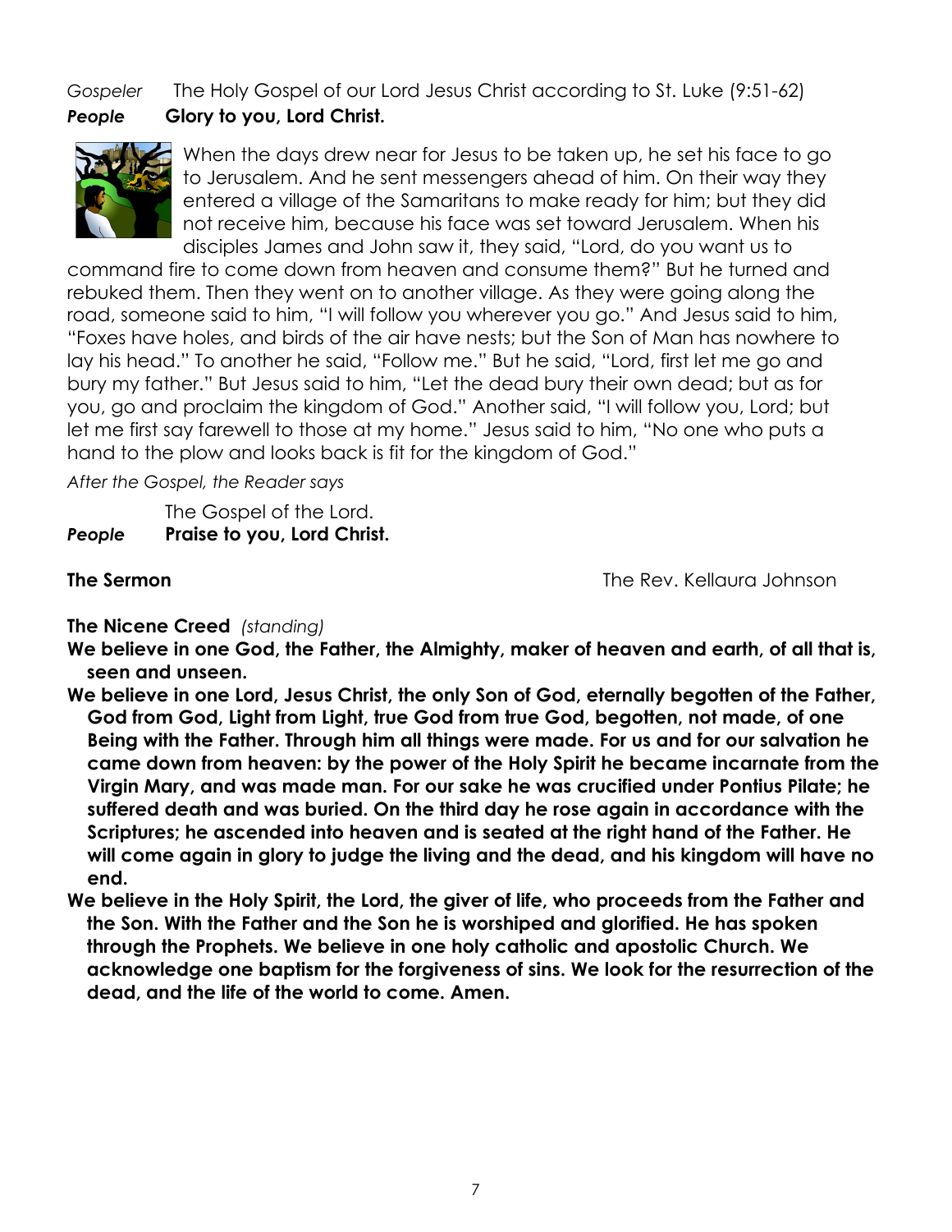*Gospeler* The Holy Gospel of our Lord Jesus Christ according to St. Luke (9:51-62)

***People*** **Glory to you, Lord Christ.**

When the days drew near for Jesus to be taken up, he set his face to go to Jerusalem. And he sent messengers ahead of him. On their way they entered a village of the Samaritans to make ready for him; but they did not receive him, because his face was set toward Jerusalem. When his disciples James and John saw it, they said, "Lord, do you want us to command fire to come down from heaven and consume them?" But he turned and rebuked them. Then they went on to another village. As they were going along the road, someone said to him, "I will follow you wherever you go." And Jesus said to him, "Foxes have holes, and birds of the air have nests; but the Son of Man has nowhere to lay his head." To another he said, "Follow me." But he said, "Lord, first let me go and bury my father." But Jesus said to him, "Let the dead bury their own dead; but as for you, go and proclaim the kingdom of God." Another said, "I will follow you, Lord; but let me first say farewell to those at my home." Jesus said to him, "No one who puts a hand to the plow and looks back is fit for the kingdom of God."

*After the Gospel, the Reader says*

The Gospel of the Lord.

***People*** **Praise to you, Lord Christ.**

**The Sermon** The Rev. Kellaura Johnson

**The Nicene Creed** *(standing)*

**We believe in one God, the Father, the Almighty, maker of heaven and earth, of all that is, seen and unseen.**

**We believe in one Lord, Jesus Christ, the only Son of God, eternally begotten of the Father, God from God, Light from Light, true God from true God, begotten, not made, of one Being with the Father. Through him all things were made. For us and for our salvation he came down from heaven: by the power of the Holy Spirit he became incarnate from the Virgin Mary, and was made man. For our sake he was crucified under Pontius Pilate; he suffered death and was buried. On the third day he rose again in accordance with the Scriptures; he ascended into heaven and is seated at the right hand of the Father. He will come again in glory to judge the living and the dead, and his kingdom will have no end.**

**We believe in the Holy Spirit, the Lord, the giver of life, who proceeds from the Father and the Son. With the Father and the Son he is worshiped and glorified. He has spoken through the Prophets. We believe in one holy catholic and apostolic Church. We acknowledge one baptism for the forgiveness of sins. We look for the resurrection of the dead, and the life of the world to come. Amen.**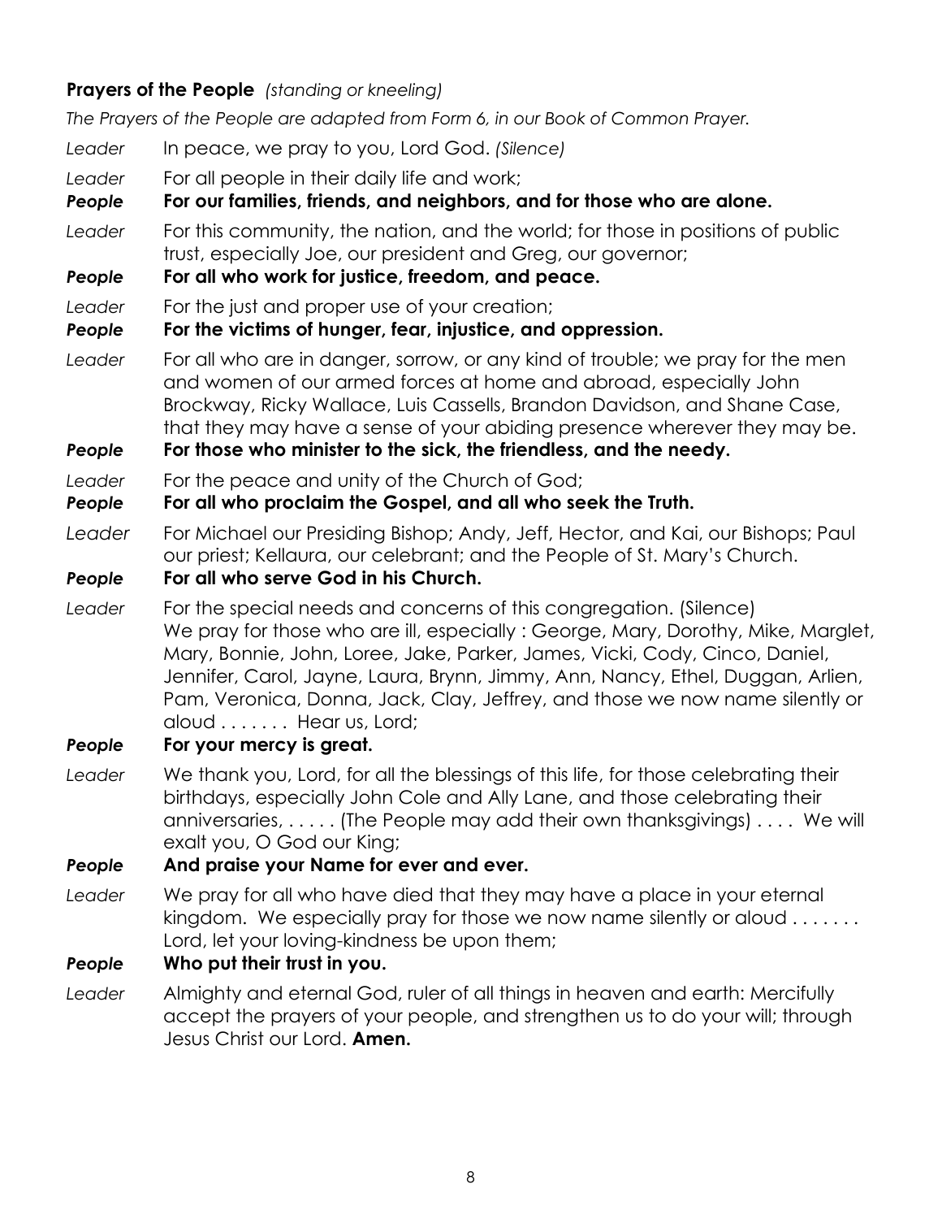**Prayers of the People** *(standing or kneeling)*

*The Prayers of the People are adapted from Form 6, in our Book of Common Prayer.*

*Leader* In peace, we pray to you, Lord God. *(Silence)*

*Leader* For all people in their daily life and work;

***People*** **For our families, friends, and neighbors, and for those who are alone.**

*Leader* For this community, the nation, and the world; for those in positions of public trust, especially Joe, our president and Greg, our governor;

***People*** **For all who work for justice, freedom, and peace.**

*Leader* For the just and proper use of your creation;

***People*** **For the victims of hunger, fear, injustice, and oppression.**

*Leader* For all who are in danger, sorrow, or any kind of trouble; we pray for the men and women of our armed forces at home and abroad, especially John Brockway, Ricky Wallace, Luis Cassells, Brandon Davidson, and Shane Case, that they may have a sense of your abiding presence wherever they may be.

***People*** **For those who minister to the sick, the friendless, and the needy.**

*Leader* For the peace and unity of the Church of God;

***People*** **For all who proclaim the Gospel, and all who seek the Truth.**

*Leader* For Michael our Presiding Bishop; Andy, Jeff, Hector, and Kai, our Bishops; Paul our priest; Kellaura, our celebrant; and the People of St. Mary's Church.

***People*** **For all who serve God in his Church.**

*Leader* For the special needs and concerns of this congregation. (Silence) We pray for those who are ill, especially : George, Mary, Dorothy, Mike, Marglet, Mary, Bonnie, John, Loree, Jake, Parker, James, Vicki, Cody, Cinco, Daniel, Jennifer, Carol, Jayne, Laura, Brynn, Jimmy, Ann, Nancy, Ethel, Duggan, Arlien, Pam, Veronica, Donna, Jack, Clay, Jeffrey, and those we now name silently or aloud . . . . . . . Hear us, Lord;

***People*** **For your mercy is great.**

*Leader* We thank you, Lord, for all the blessings of this life, for those celebrating their birthdays, especially John Cole and Ally Lane, and those celebrating their anniversaries, . . . . . (The People may add their own thanksgivings) . . . . We will exalt you, O God our King;

***People*** **And praise your Name for ever and ever.**

*Leader* We pray for all who have died that they may have a place in your eternal kingdom. We especially pray for those we now name silently or aloud . . . . . . . Lord, let your loving-kindness be upon them;

***People*** **Who put their trust in you.**

*Leader* Almighty and eternal God, ruler of all things in heaven and earth: Mercifully accept the prayers of your people, and strengthen us to do your will; through Jesus Christ our Lord. **Amen.**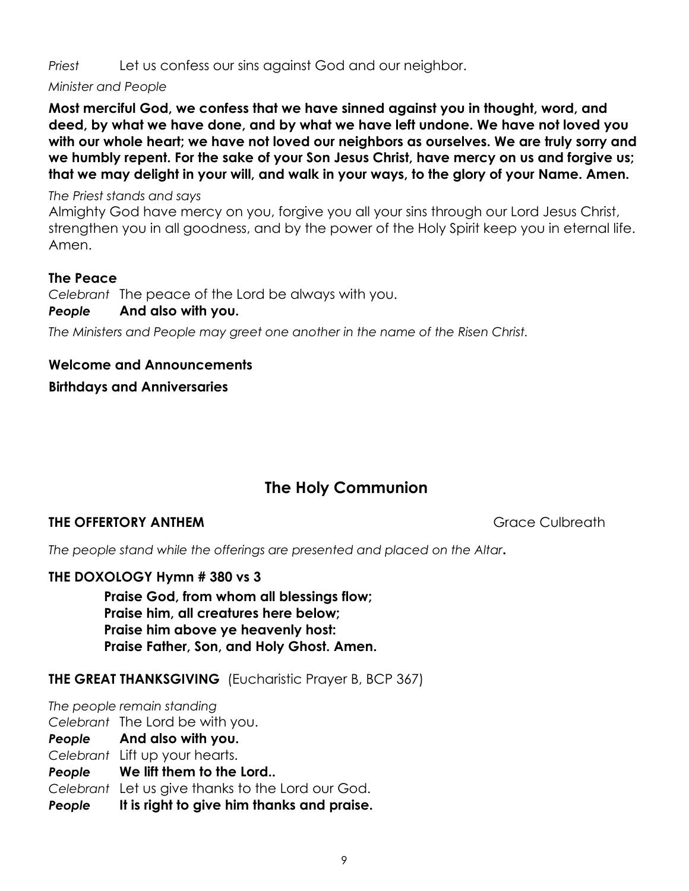*Priest* Let us confess our sins against God and our neighbor.

*Minister and People*

**Most merciful God, we confess that we have sinned against you in thought, word, and deed, by what we have done, and by what we have left undone. We have not loved you with our whole heart; we have not loved our neighbors as ourselves. We are truly sorry and we humbly repent. For the sake of your Son Jesus Christ, have mercy on us and forgive us; that we may delight in your will, and walk in your ways, to the glory of your Name. Amen.**

*The Priest stands and says*

Almighty God have mercy on you, forgive you all your sins through our Lord Jesus Christ, strengthen you in all goodness, and by the power of the Holy Spirit keep you in eternal life. Amen.

**The Peace**

*Celebrant* The peace of the Lord be always with you.

***People*** **And also with you.**

*The Ministers and People may greet one another in the name of the Risen Christ.*

**Welcome and Announcements**

**Birthdays and Anniversaries**

## The Holy Communion

**THE OFFERTORY ANTHEM** Grace Culbreath

*The people stand while the offerings are presented and placed on the Altar***.**

**THE DOXOLOGY Hymn # 380 vs 3**

**Praise God, from whom all blessings flow;**
**Praise him, all creatures here below;**
**Praise him above ye heavenly host:**
**Praise Father, Son, and Holy Ghost. Amen.**

**THE GREAT THANKSGIVING** (Eucharistic Prayer B, BCP 367)

*The people remain standing*

*Celebrant* The Lord be with you.

***People*** **And also with you.**

*Celebrant* Lift up your hearts.

***People*** **We lift them to the Lord..**

*Celebrant* Let us give thanks to the Lord our God.

***People*** **It is right to give him thanks and praise.**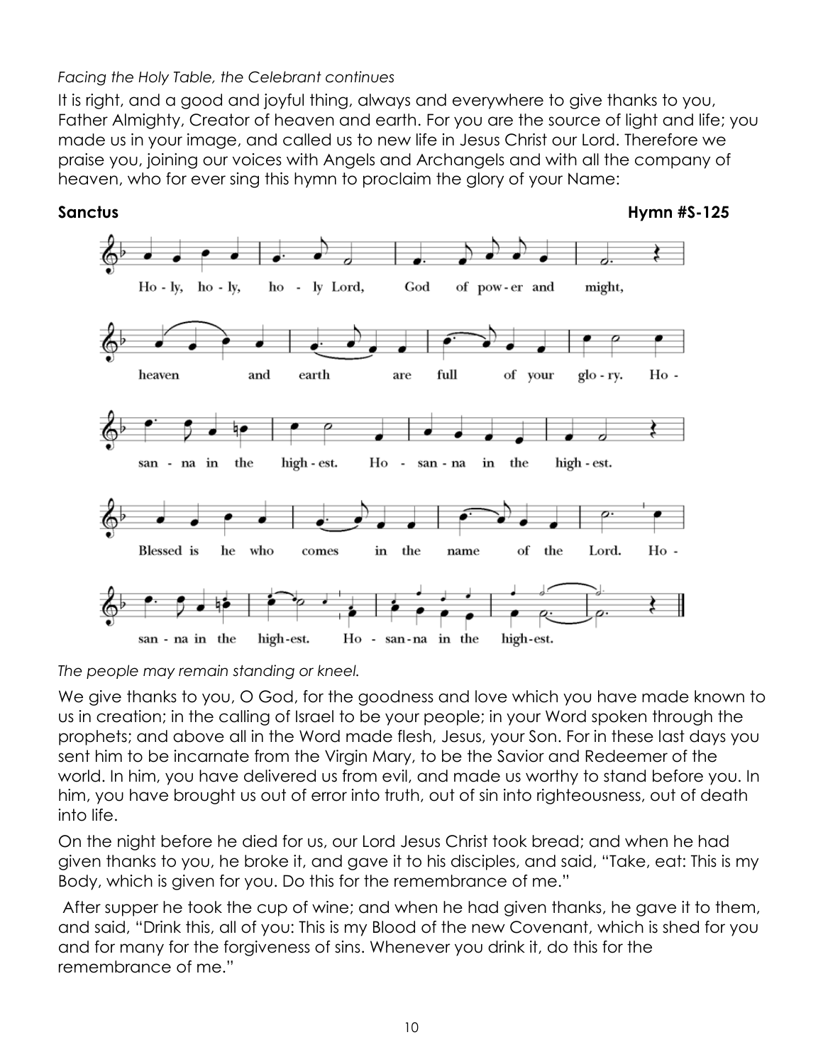*Facing the Holy Table, the Celebrant continues*

It is right, and a good and joyful thing, always and everywhere to give thanks to you, Father Almighty, Creator of heaven and earth. For you are the source of light and life; you made us in your image, and called us to new life in Jesus Christ our Lord. Therefore we praise you, joining our voices with Angels and Archangels and with all the company of heaven, who for ever sing this hymn to proclaim the glory of your Name:

**Sanctus** **Hymn #S-125**

Holy, holy, holy Lord, God of power and might, heaven and earth are full of your glory. Hosanna in the highest. Hosanna in the highest.

Blessed is he who comes in the name of the Lord. Hosanna in the highest. Hosanna in the highest.

*The people may remain standing or kneel.*

We give thanks to you, O God, for the goodness and love which you have made known to us in creation; in the calling of Israel to be your people; in your Word spoken through the prophets; and above all in the Word made flesh, Jesus, your Son. For in these last days you sent him to be incarnate from the Virgin Mary, to be the Savior and Redeemer of the world. In him, you have delivered us from evil, and made us worthy to stand before you. In him, you have brought us out of error into truth, out of sin into righteousness, out of death into life.

On the night before he died for us, our Lord Jesus Christ took bread; and when he had given thanks to you, he broke it, and gave it to his disciples, and said, "Take, eat: This is my Body, which is given for you. Do this for the remembrance of me."

After supper he took the cup of wine; and when he had given thanks, he gave it to them, and said, "Drink this, all of you: This is my Blood of the new Covenant, which is shed for you and for many for the forgiveness of sins. Whenever you drink it, do this for the remembrance of me."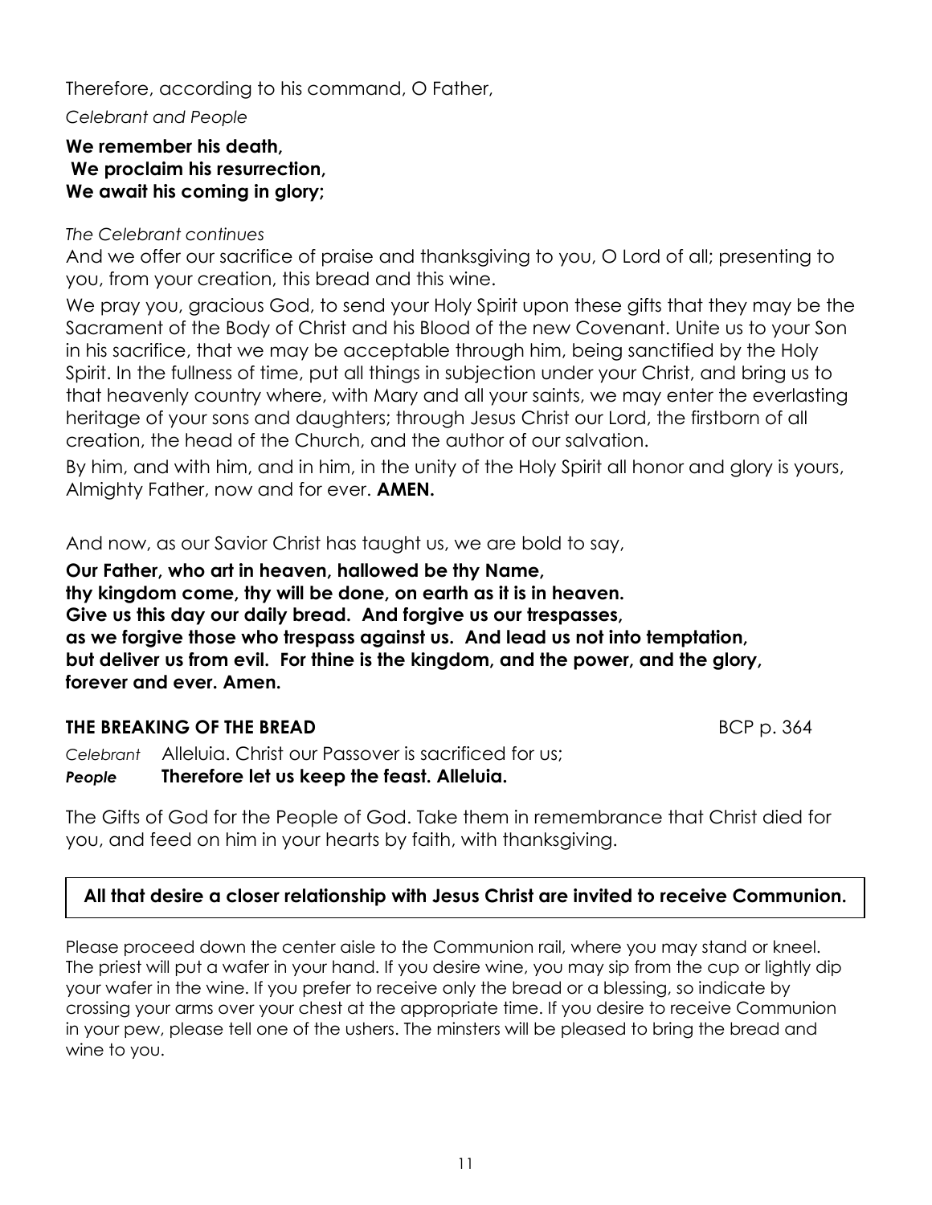Therefore, according to his command, O Father,

*Celebrant and People*

**We remember his death,**
**We proclaim his resurrection,**
**We await his coming in glory;**

*The Celebrant continues*

And we offer our sacrifice of praise and thanksgiving to you, O Lord of all; presenting to you, from your creation, this bread and this wine.

We pray you, gracious God, to send your Holy Spirit upon these gifts that they may be the Sacrament of the Body of Christ and his Blood of the new Covenant. Unite us to your Son in his sacrifice, that we may be acceptable through him, being sanctified by the Holy Spirit. In the fullness of time, put all things in subjection under your Christ, and bring us to that heavenly country where, with Mary and all your saints, we may enter the everlasting heritage of your sons and daughters; through Jesus Christ our Lord, the firstborn of all creation, the head of the Church, and the author of our salvation.

By him, and with him, and in him, in the unity of the Holy Spirit all honor and glory is yours, Almighty Father, now and for ever. **AMEN.**

And now, as our Savior Christ has taught us, we are bold to say,

**Our Father, who art in heaven, hallowed be thy Name,**
**thy kingdom come, thy will be done, on earth as it is in heaven.**
**Give us this day our daily bread. And forgive us our trespasses,**
**as we forgive those who trespass against us. And lead us not into temptation,**
**but deliver us from evil. For thine is the kingdom, and the power, and the glory,**
**forever and ever. Amen.**

**THE BREAKING OF THE BREAD** BCP p. 364

*Celebrant* Alleluia. Christ our Passover is sacrificed for us;
***People*** **Therefore let us keep the feast. Alleluia.**

The Gifts of God for the People of God. Take them in remembrance that Christ died for you, and feed on him in your hearts by faith, with thanksgiving.

**All that desire a closer relationship with Jesus Christ are invited to receive Communion.**

Please proceed down the center aisle to the Communion rail, where you may stand or kneel. The priest will put a wafer in your hand. If you desire wine, you may sip from the cup or lightly dip your wafer in the wine. If you prefer to receive only the bread or a blessing, so indicate by crossing your arms over your chest at the appropriate time. If you desire to receive Communion in your pew, please tell one of the ushers. The minsters will be pleased to bring the bread and wine to you.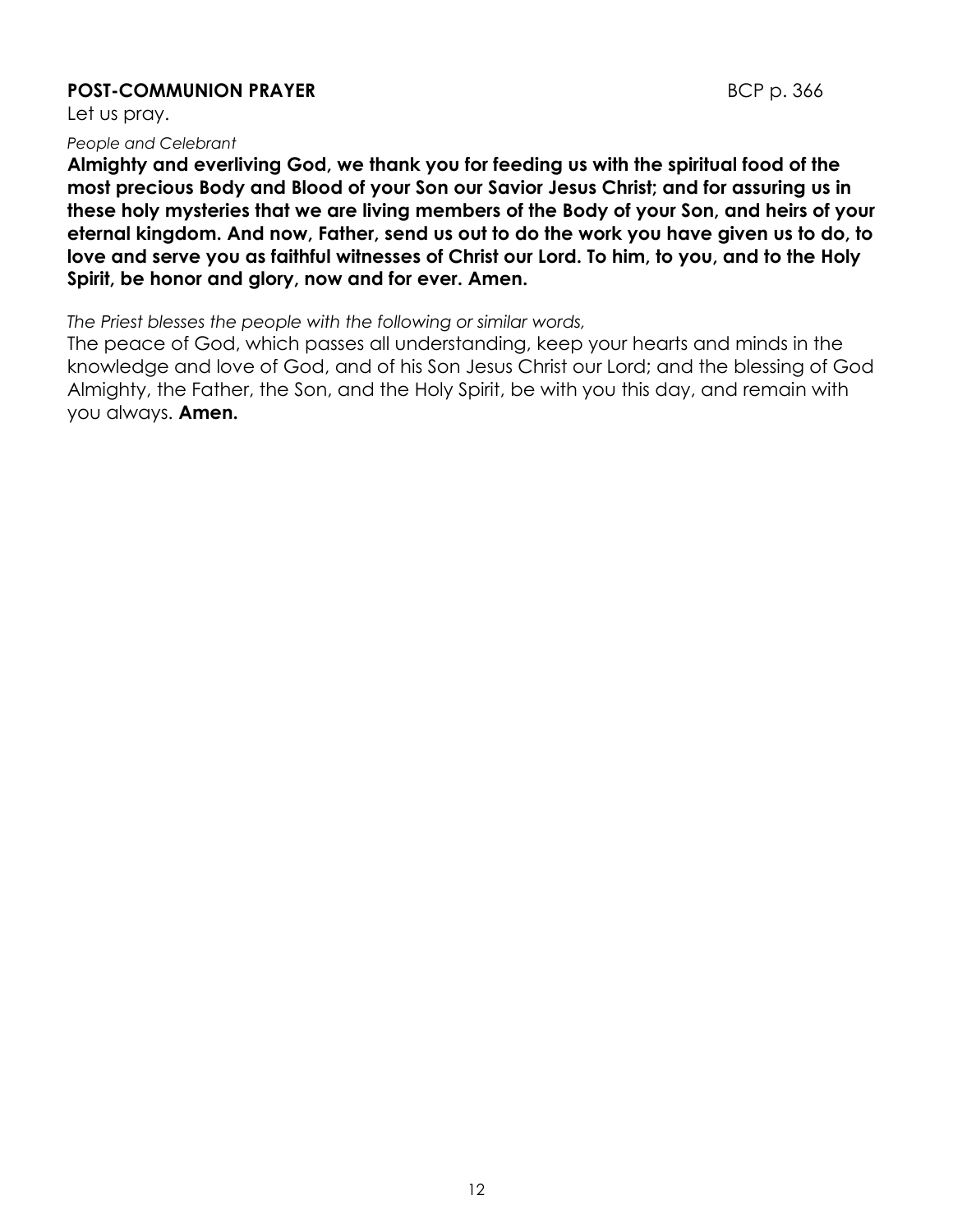**POST-COMMUNION PRAYER** BCP p. 366

Let us pray.

*People and Celebrant*

**Almighty and everliving God, we thank you for feeding us with the spiritual food of the most precious Body and Blood of your Son our Savior Jesus Christ; and for assuring us in these holy mysteries that we are living members of the Body of your Son, and heirs of your eternal kingdom. And now, Father, send us out to do the work you have given us to do, to love and serve you as faithful witnesses of Christ our Lord. To him, to you, and to the Holy Spirit, be honor and glory, now and for ever. Amen.**

*The Priest blesses the people with the following or similar words,*

The peace of God, which passes all understanding, keep your hearts and minds in the knowledge and love of God, and of his Son Jesus Christ our Lord; and the blessing of God Almighty, the Father, the Son, and the Holy Spirit, be with you this day, and remain with you always. **Amen.**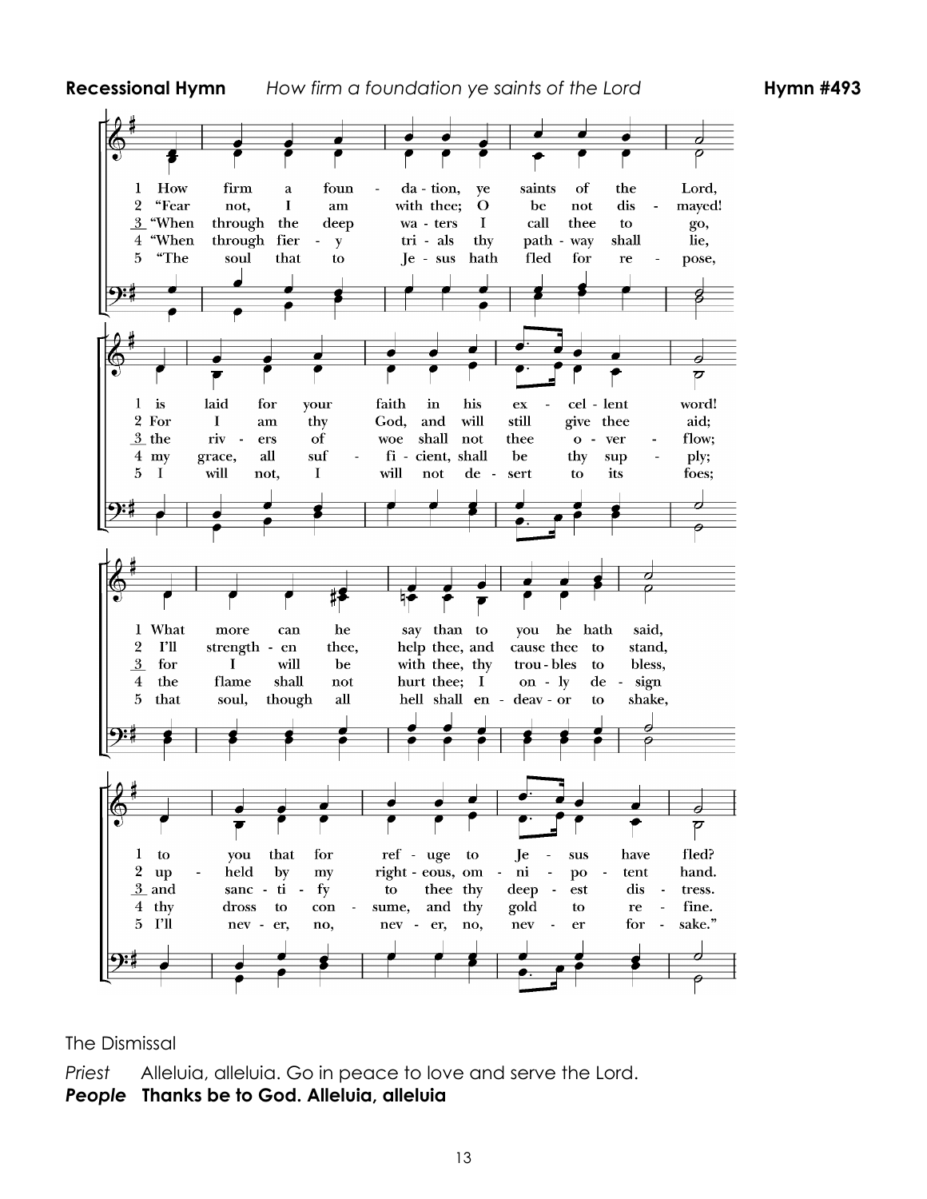**Recessional Hymn** *How firm a foundation ye saints of the Lord* **Hymn #493**

1 How firm a foundation, ye saints of the Lord, is laid for your faith in his excellent word! What more can he say than to you he hath said, to you that for refuge to Jesus have fled?

2 "Fear not, I am with thee; O be not dismayed! For I am thy God, and will still give thee aid; I'll strengthen thee, help thee, and cause thee to stand, upheld by my righteous, omnipotent hand.

3 "When through the deep waters I call thee to go, the rivers of woe shall not thee overflow; for I will be with thee, thy troubles to bless, and sanctify to thee thy deepest distress.

4 "When through fiery trials thy pathway shall lie, my grace, all sufficient, shall be thy supply; the flame shall not hurt thee; I only design thy dross to consume, and thy gold to refine.

5 "The soul that to Jesus hath fled for repose, I will not, I will not desert to its foes; that soul, though all hell shall endeavor to shake, I'll never, no, never, no, never forsake."

The Dismissal

*Priest* Alleluia, alleluia. Go in peace to love and serve the Lord.
***People*** **Thanks be to God. Alleluia, alleluia**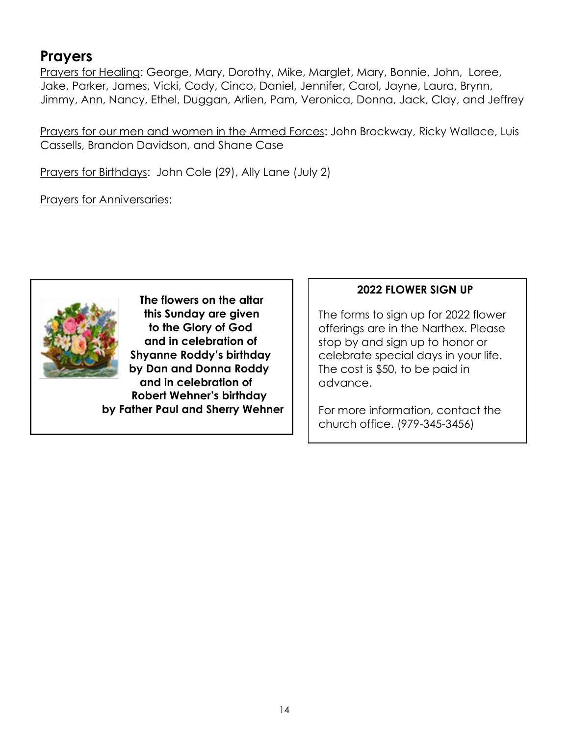## Prayers

Prayers for Healing: George, Mary, Dorothy, Mike, Marglet, Mary, Bonnie, John, Loree, Jake, Parker, James, Vicki, Cody, Cinco, Daniel, Jennifer, Carol, Jayne, Laura, Brynn, Jimmy, Ann, Nancy, Ethel, Duggan, Arlien, Pam, Veronica, Donna, Jack, Clay, and Jeffrey

Prayers for our men and women in the Armed Forces: John Brockway, Ricky Wallace, Luis Cassells, Brandon Davidson, and Shane Case

Prayers for Birthdays: John Cole (29), Ally Lane (July 2)

Prayers for Anniversaries:

**The flowers on the altar this Sunday are given to the Glory of God and in celebration of Shyanne Roddy's birthday by Dan and Donna Roddy and in celebration of Robert Wehner's birthday by Father Paul and Sherry Wehner**

**2022 FLOWER SIGN UP**

The forms to sign up for 2022 flower offerings are in the Narthex. Please stop by and sign up to honor or celebrate special days in your life. The cost is $50, to be paid in advance.

For more information, contact the church office. (979-345-3456)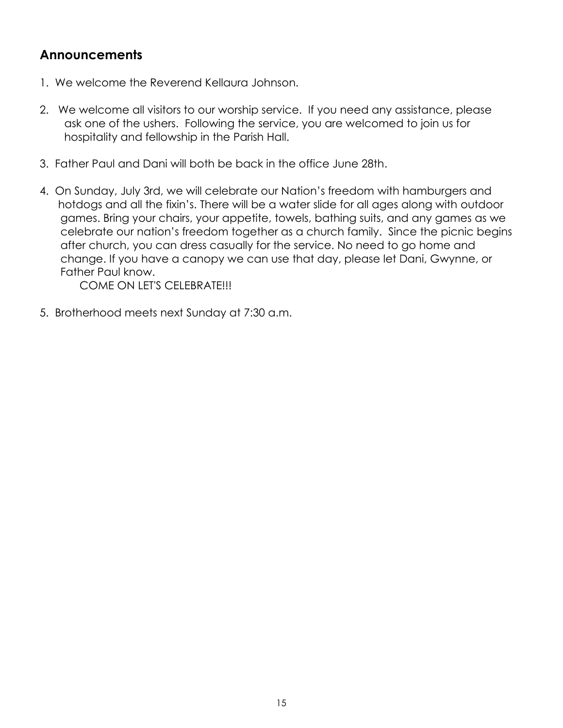## Announcements

1. We welcome the Reverend Kellaura Johnson.

2. We welcome all visitors to our worship service. If you need any assistance, please ask one of the ushers. Following the service, you are welcomed to join us for hospitality and fellowship in the Parish Hall.

3. Father Paul and Dani will both be back in the office June 28th.

4. On Sunday, July 3rd, we will celebrate our Nation's freedom with hamburgers and hotdogs and all the fixin's. There will be a water slide for all ages along with outdoor games. Bring your chairs, your appetite, towels, bathing suits, and any games as we celebrate our nation's freedom together as a church family. Since the picnic begins after church, you can dress casually for the service. No need to go home and change. If you have a canopy we can use that day, please let Dani, Gwynne, or Father Paul know.

   COME ON LET'S CELEBRATE!!!

5. Brotherhood meets next Sunday at 7:30 a.m.